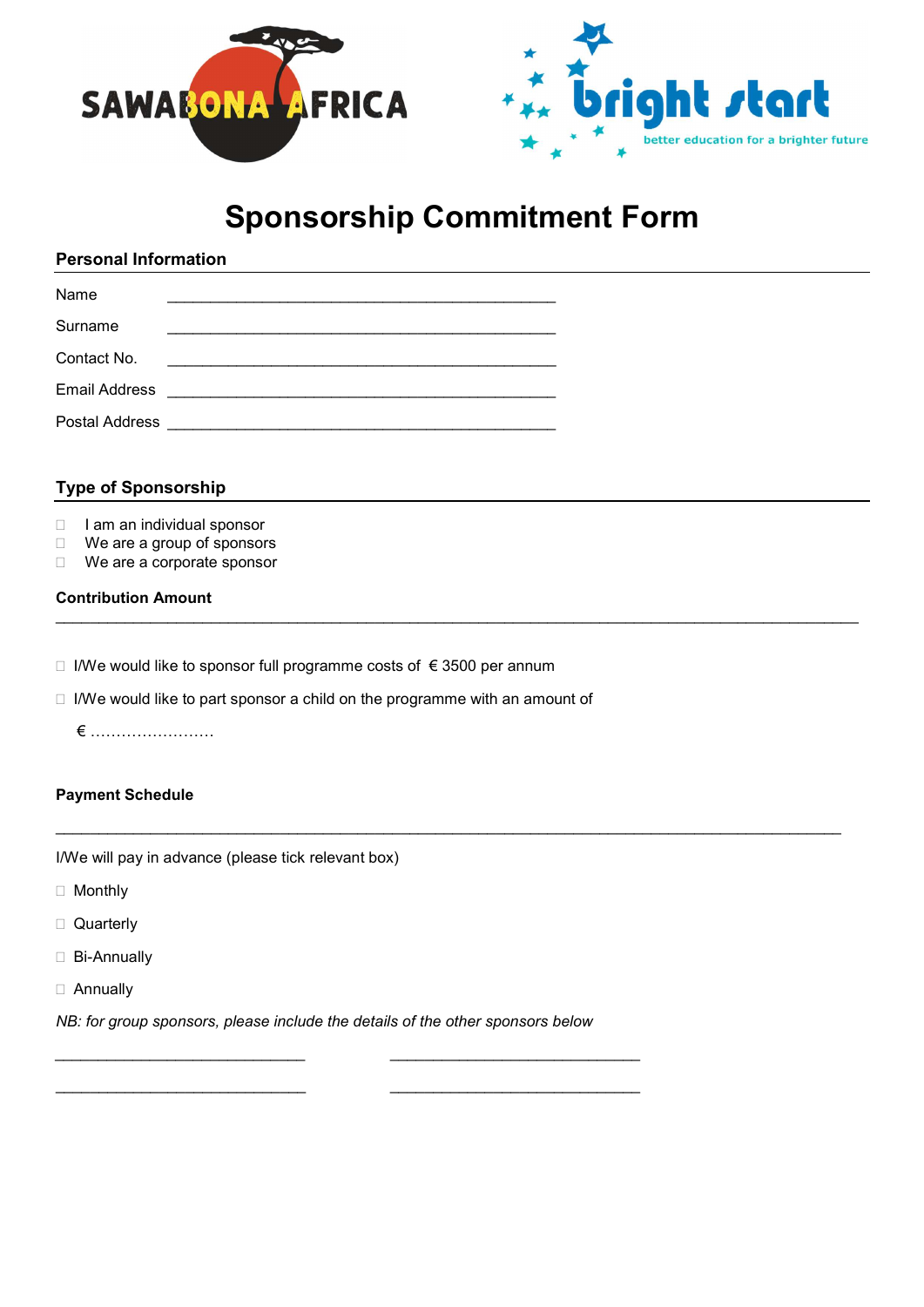# Sponsorship Commitment Form

## Personal Information

Name ____________________________________________

Surname ____________________________________________

Contact No. ____________________________________________

Email Address ____________________________________________

Postal Address ____________________________________________

## Type of Sponsorship

- ☐ I am an individual sponsor
- ☐ We are a group of sponsors
- ☐ We are a corporate sponsor

### Contribution Amount

☐ I/We would like to sponsor full programme costs of € 3500 per annum

☐ I/We would like to part sponsor a child on the programme with an amount of

€ ……………………

### Payment Schedule

I/We will pay in advance (please tick relevant box)

☐ Monthly

☐ Quarterly

☐ Bi-Annually

☐ Annually

*NB: for group sponsors, please include the details of the other sponsors below*

____________________________ ____________________________

____________________________ ____________________________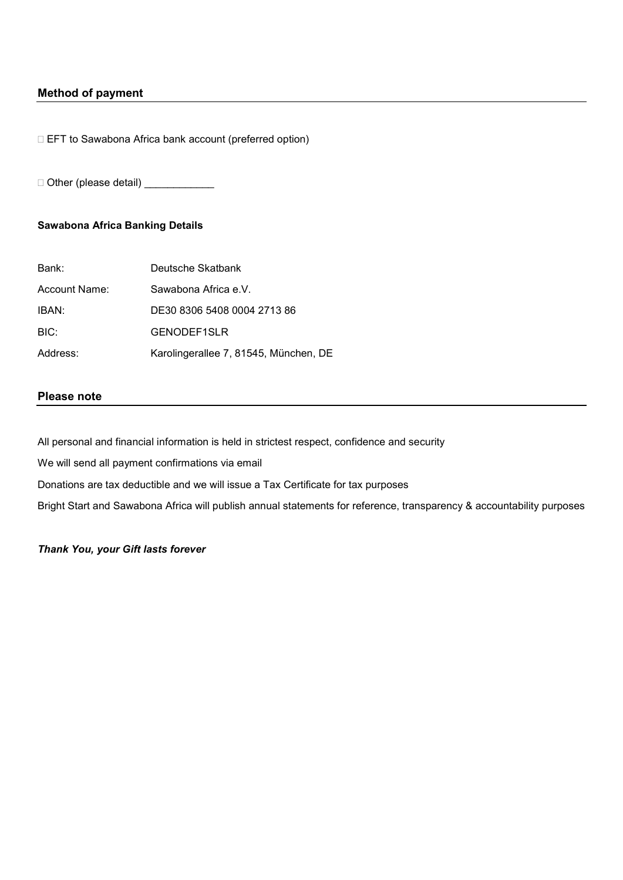## Method of payment

□ EFT to Sawabona Africa bank account (preferred option)

□ Other (please detail) ____________

**Sawabona Africa Banking Details**

| | |
|---|---|
| Bank: | Deutsche Skatbank |
| Account Name: | Sawabona Africa e.V. |
| IBAN: | DE30 8306 5408 0004 2713 86 |
| BIC: | GENODEF1SLR |
| Address: | Karolingerallee 7, 81545, München, DE |

## Please note

All personal and financial information is held in strictest respect, confidence and security

We will send all payment confirmations via email

Donations are tax deductible and we will issue a Tax Certificate for tax purposes

Bright Start and Sawabona Africa will publish annual statements for reference, transparency & accountability purposes

***Thank You, your Gift lasts forever***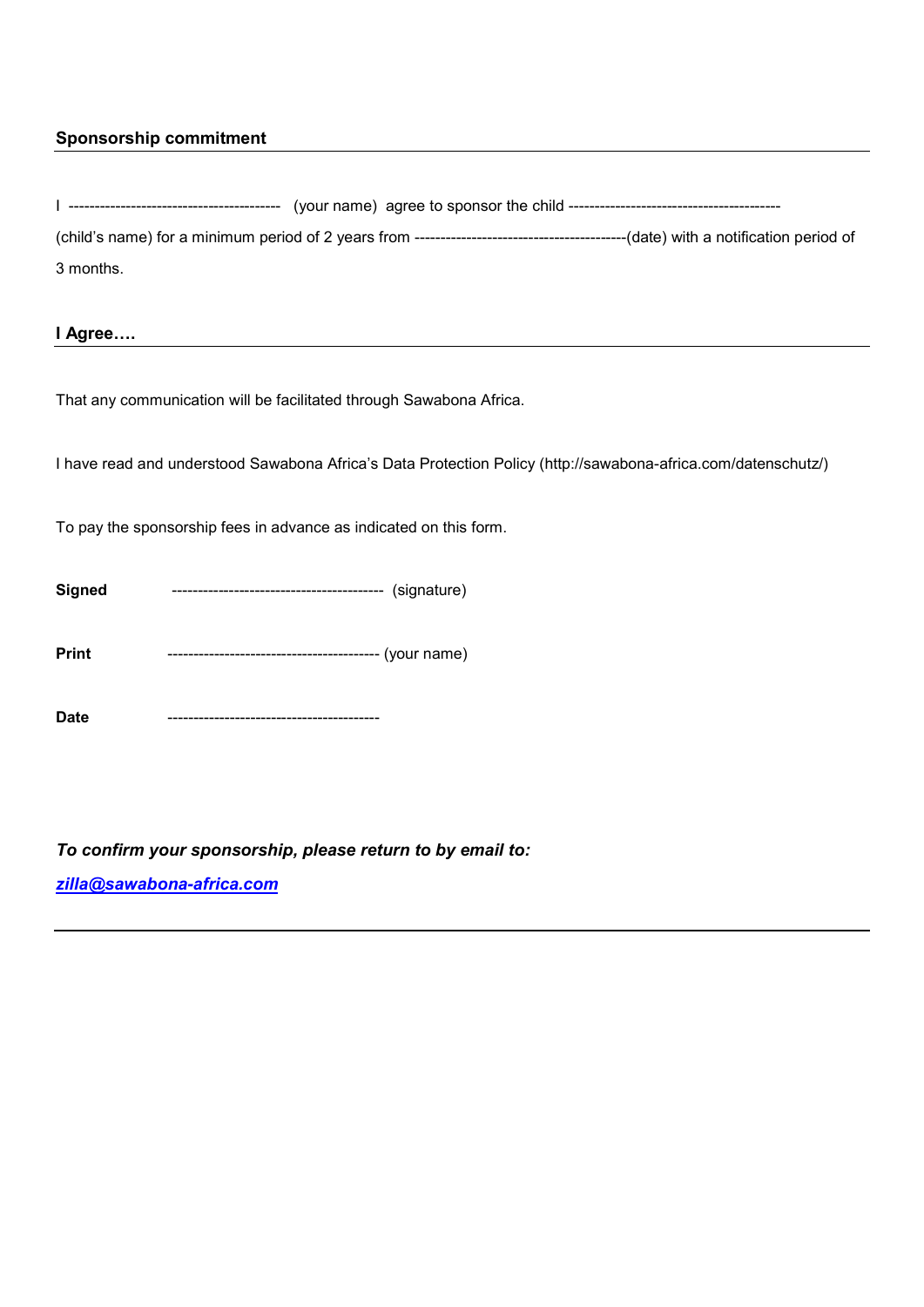## Sponsorship commitment

I ---------------------------------------- (your name) agree to sponsor the child ---------------------------------------- (child's name) for a minimum period of 2 years from ----------------------------------------(date) with a notification period of 3 months.

## I Agree….

That any communication will be facilitated through Sawabona Africa.

I have read and understood Sawabona Africa's Data Protection Policy (http://sawabona-africa.com/datenschutz/)

To pay the sponsorship fees in advance as indicated on this form.

**Signed** ---------------------------------------- (signature)

**Print** ---------------------------------------- (your name)

**Date** ----------------------------------------

***To confirm your sponsorship, please return to by email to:***

***zilla@sawabona-africa.com***